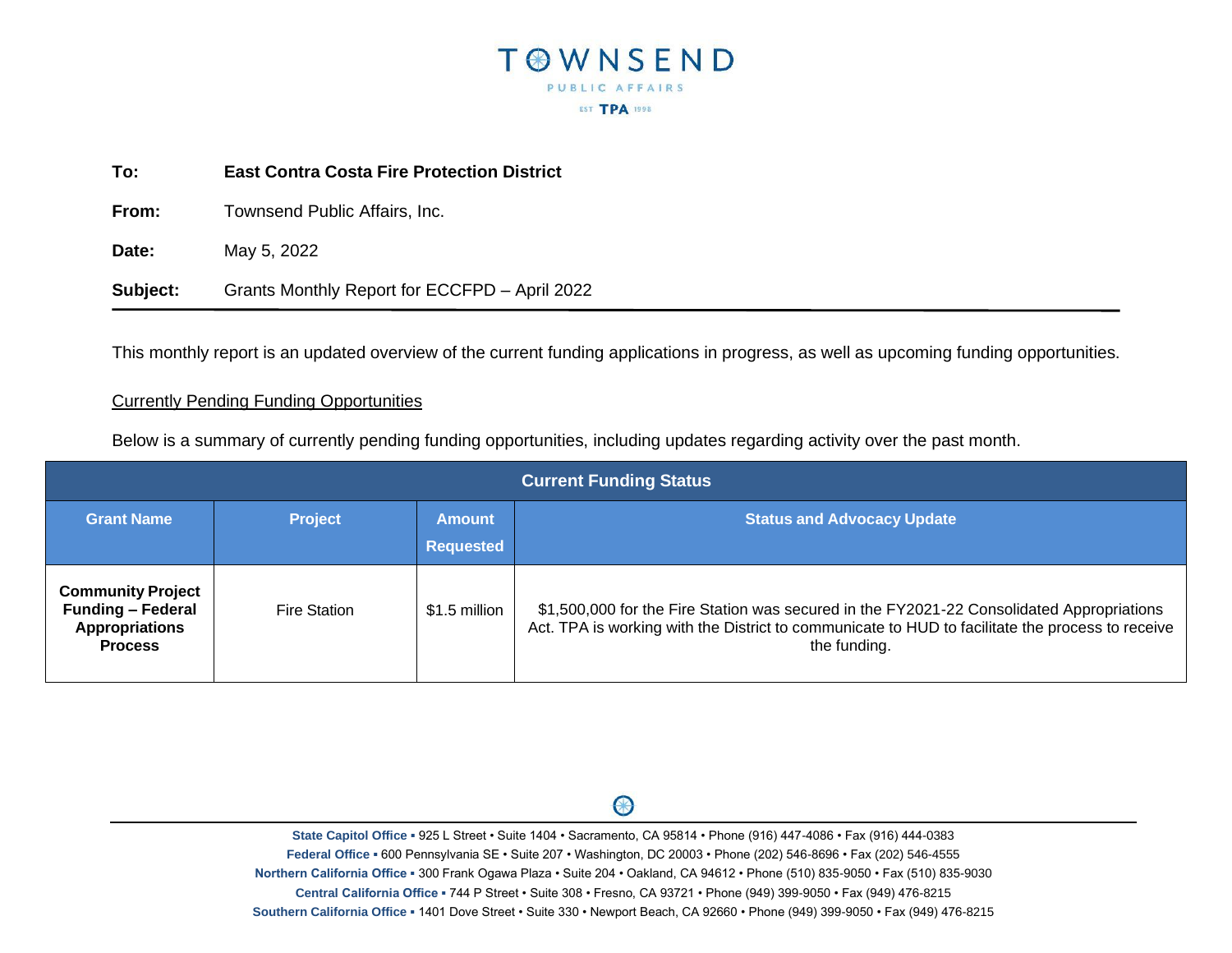**TOWNSEND**
PUBLIC AFFAIRS
EST TPA 1998

**To:** **East Contra Costa Fire Protection District**

**From:** Townsend Public Affairs, Inc.

**Date:** May 5, 2022

**Subject:** Grants Monthly Report for ECCFPD – April 2022

This monthly report is an updated overview of the current funding applications in progress, as well as upcoming funding opportunities.

## Currently Pending Funding Opportunities

Below is a summary of currently pending funding opportunities, including updates regarding activity over the past month.

| Current Funding Status | | | |
|---|---|---|---|
| **Grant Name** | **Project** | **Amount Requested** | **Status and Advocacy Update** |
| **Community Project Funding – Federal Appropriations Process** | Fire Station | $1.5 million | $1,500,000 for the Fire Station was secured in the FY2021-22 Consolidated Appropriations Act. TPA is working with the District to communicate to HUD to facilitate the process to receive the funding. |

**State Capitol Office** ▪ 925 L Street • Suite 1404 • Sacramento, CA 95814 • Phone (916) 447-4086 • Fax (916) 444-0383
**Federal Office** ▪ 600 Pennsylvania SE • Suite 207 • Washington, DC 20003 • Phone (202) 546-8696 • Fax (202) 546-4555
**Northern California Office** ▪ 300 Frank Ogawa Plaza • Suite 204 • Oakland, CA 94612 • Phone (510) 835-9050 • Fax (510) 835-9030
**Central California Office** ▪ 744 P Street • Suite 308 • Fresno, CA 93721 • Phone (949) 399-9050 • Fax (949) 476-8215
**Southern California Office** ▪ 1401 Dove Street • Suite 330 • Newport Beach, CA 92660 • Phone (949) 399-9050 • Fax (949) 476-8215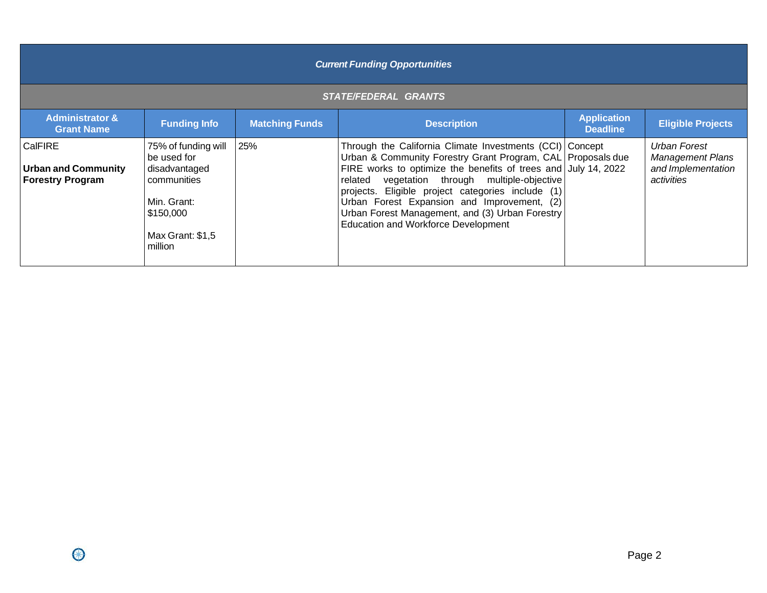| *Current Funding Opportunities* | | | | | |
|---|---|---|---|---|---|
| ***STATE/FEDERAL GRANTS*** | | | | | |
| **Administrator & Grant Name** | **Funding Info** | **Matching Funds** | **Description** | **Application Deadline** | **Eligible Projects** |
| CalFIRE<br><br>**Urban and Community Forestry Program** | 75% of funding will be used for disadvantaged communities<br><br>Min. Grant: $150,000<br><br>Max Grant: $1,5 million | 25% | Through the California Climate Investments (CCI) Urban & Community Forestry Grant Program, CAL FIRE works to optimize the benefits of trees and related vegetation through multiple-objective projects. Eligible project categories include (1) Urban Forest Expansion and Improvement, (2) Urban Forest Management, and (3) Urban Forestry Education and Workforce Development | Concept Proposals due July 14, 2022 | *Urban Forest Management Plans and Implementation activities* |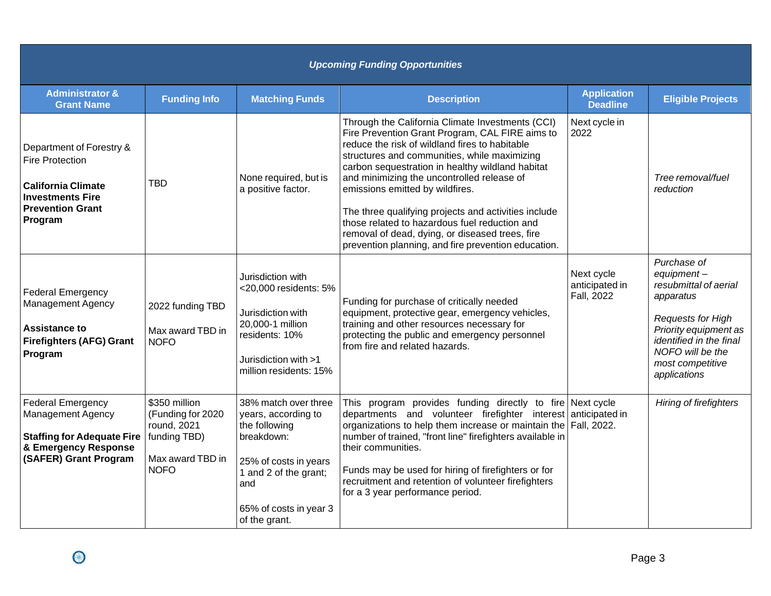| *Upcoming Funding Opportunities* | | | | | |
|---|---|---|---|---|---|
| **Administrator & Grant Name** | **Funding Info** | **Matching Funds** | **Description** | **Application Deadline** | **Eligible Projects** |
| Department of Forestry & Fire Protection<br><br>**California Climate Investments Fire Prevention Grant Program** | TBD | None required, but is a positive factor. | Through the California Climate Investments (CCI) Fire Prevention Grant Program, CAL FIRE aims to reduce the risk of wildland fires to habitable structures and communities, while maximizing carbon sequestration in healthy wildland habitat and minimizing the uncontrolled release of emissions emitted by wildfires.<br><br>The three qualifying projects and activities include those related to hazardous fuel reduction and removal of dead, dying, or diseased trees, fire prevention planning, and fire prevention education. | Next cycle in 2022 | *Tree removal/fuel reduction* |
| Federal Emergency Management Agency<br><br>**Assistance to Firefighters (AFG) Grant Program** | 2022 funding TBD<br><br>Max award TBD in NOFO | Jurisdiction with <20,000 residents: 5%<br><br>Jurisdiction with 20,000-1 million residents: 10%<br><br>Jurisdiction with >1 million residents: 15% | Funding for purchase of critically needed equipment, protective gear, emergency vehicles, training and other resources necessary for protecting the public and emergency personnel from fire and related hazards. | Next cycle anticipated in Fall, 2022 | *Purchase of equipment – resubmittal of aerial apparatus*<br><br>*Requests for High Priority equipment as identified in the final NOFO will be the most competitive applications* |
| Federal Emergency Management Agency<br><br>**Staffing for Adequate Fire & Emergency Response (SAFER) Grant Program** | $350 million (Funding for 2020 round, 2021 funding TBD)<br><br>Max award TBD in NOFO | 38% match over three years, according to the following breakdown:<br><br>25% of costs in years 1 and 2 of the grant; and<br><br>65% of costs in year 3 of the grant. | This program provides funding directly to fire departments and volunteer firefighter interest organizations to help them increase or maintain the number of trained, "front line" firefighters available in their communities.<br><br>Funds may be used for hiring of firefighters or for recruitment and retention of volunteer firefighters for a 3 year performance period. | Next cycle anticipated in Fall, 2022. | *Hiring of firefighters* |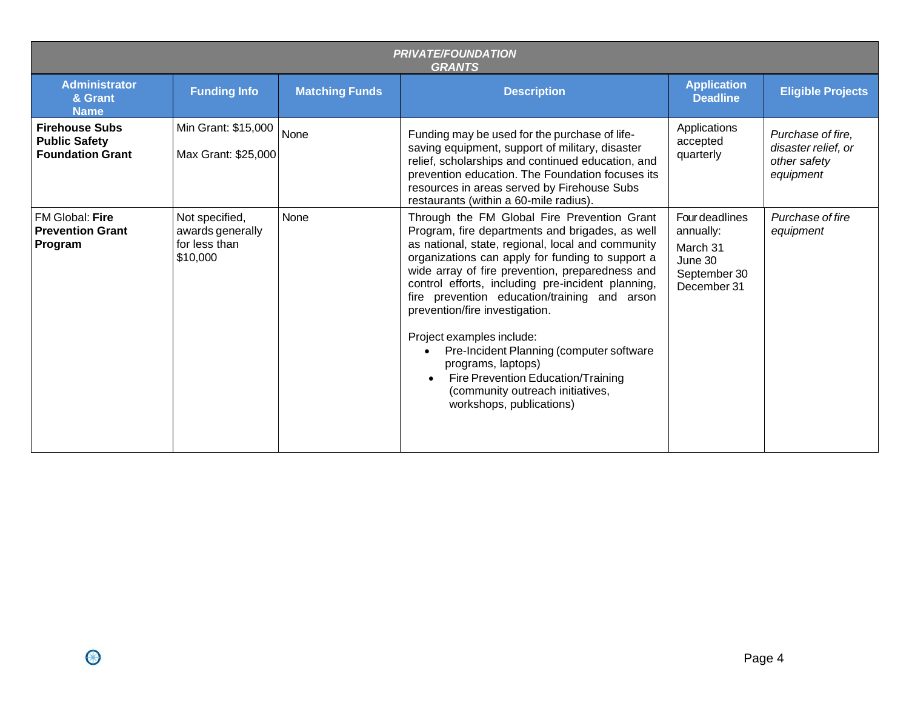| PRIVATE/FOUNDATION GRANTS | | | | | |
|---|---|---|---|---|---|
| **Administrator & Grant Name** | **Funding Info** | **Matching Funds** | **Description** | **Application Deadline** | **Eligible Projects** |
| **Firehouse Subs Public Safety Foundation Grant** | Min Grant: $15,000<br><br>Max Grant: $25,000 | None | Funding may be used for the purchase of life-saving equipment, support of military, disaster relief, scholarships and continued education, and prevention education. The Foundation focuses its resources in areas served by Firehouse Subs restaurants (within a 60-mile radius). | Applications accepted quarterly | *Purchase of fire, disaster relief, or other safety equipment* |
| FM Global: **Fire Prevention Grant Program** | Not specified, awards generally for less than $10,000 | None | Through the FM Global Fire Prevention Grant Program, fire departments and brigades, as well as national, state, regional, local and community organizations can apply for funding to support a wide array of fire prevention, preparedness and control efforts, including pre-incident planning, fire prevention education/training and arson prevention/fire investigation.<br><br>Project examples include:<br>• Pre-Incident Planning (computer software programs, laptops)<br>• Fire Prevention Education/Training (community outreach initiatives, workshops, publications) | Four deadlines annually:<br>March 31<br>June 30<br>September 30<br>December 31 | *Purchase of fire equipment* |